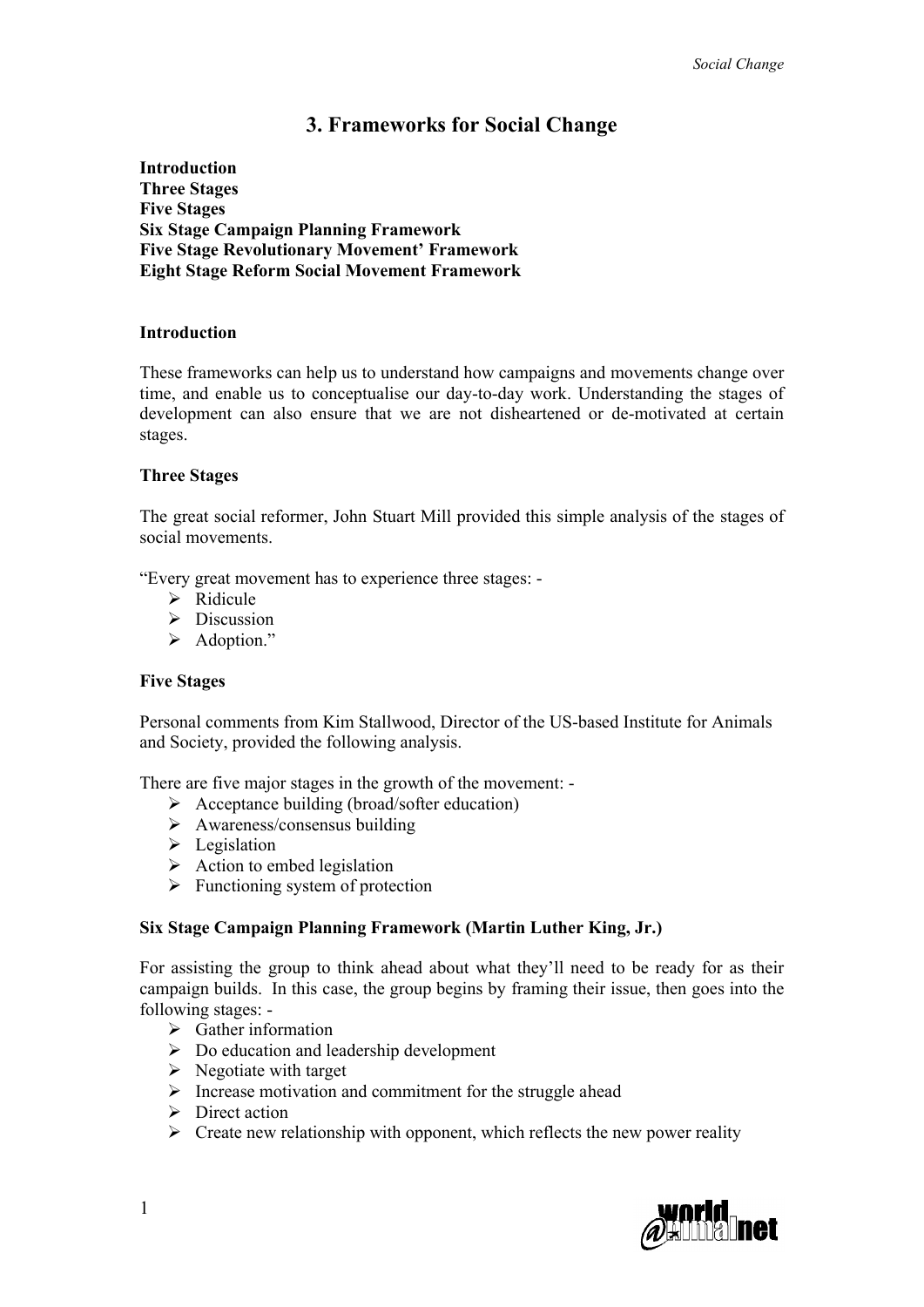# 3. Frameworks for Social Change

**Introduction**
**Three Stages**
**Five Stages**
**Six Stage Campaign Planning Framework**
**Five Stage Revolutionary Movement' Framework**
**Eight Stage Reform Social Movement Framework**

## Introduction

These frameworks can help us to understand how campaigns and movements change over time, and enable us to conceptualise our day-to-day work. Understanding the stages of development can also ensure that we are not disheartened or de-motivated at certain stages.

## Three Stages

The great social reformer, John Stuart Mill provided this simple analysis of the stages of social movements.

"Every great movement has to experience three stages: -

- Ridicule
- Discussion
- Adoption."

## Five Stages

Personal comments from Kim Stallwood, Director of the US-based Institute for Animals and Society, provided the following analysis.

There are five major stages in the growth of the movement: -

- Acceptance building (broad/softer education)
- Awareness/consensus building
- Legislation
- Action to embed legislation
- Functioning system of protection

## Six Stage Campaign Planning Framework (Martin Luther King, Jr.)

For assisting the group to think ahead about what they'll need to be ready for as their campaign builds. In this case, the group begins by framing their issue, then goes into the following stages: -

- Gather information
- Do education and leadership development
- Negotiate with target
- Increase motivation and commitment for the struggle ahead
- Direct action
- Create new relationship with opponent, which reflects the new power reality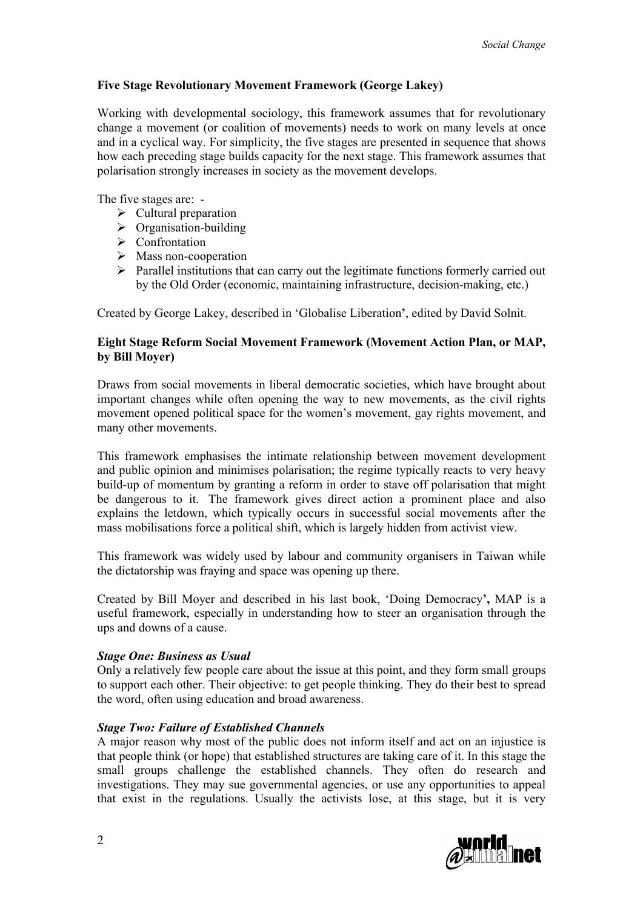**Five Stage Revolutionary Movement Framework (George Lakey)**

Working with developmental sociology, this framework assumes that for revolutionary change a movement (or coalition of movements) needs to work on many levels at once and in a cyclical way. For simplicity, the five stages are presented in sequence that shows how each preceding stage builds capacity for the next stage. This framework assumes that polarisation strongly increases in society as the movement develops.

The five stages are: -

- Cultural preparation
- Organisation-building
- Confrontation
- Mass non-cooperation
- Parallel institutions that can carry out the legitimate functions formerly carried out by the Old Order (economic, maintaining infrastructure, decision-making, etc.)

Created by George Lakey, described in 'Globalise Liberation', edited by David Solnit.

**Eight Stage Reform Social Movement Framework (Movement Action Plan, or MAP, by Bill Moyer)**

Draws from social movements in liberal democratic societies, which have brought about important changes while often opening the way to new movements, as the civil rights movement opened political space for the women's movement, gay rights movement, and many other movements.

This framework emphasises the intimate relationship between movement development and public opinion and minimises polarisation; the regime typically reacts to very heavy build-up of momentum by granting a reform in order to stave off polarisation that might be dangerous to it. The framework gives direct action a prominent place and also explains the letdown, which typically occurs in successful social movements after the mass mobilisations force a political shift, which is largely hidden from activist view.

This framework was widely used by labour and community organisers in Taiwan while the dictatorship was fraying and space was opening up there.

Created by Bill Moyer and described in his last book, 'Doing Democracy', MAP is a useful framework, especially in understanding how to steer an organisation through the ups and downs of a cause.

***Stage One: Business as Usual***

Only a relatively few people care about the issue at this point, and they form small groups to support each other. Their objective: to get people thinking. They do their best to spread the word, often using education and broad awareness.

***Stage Two: Failure of Established Channels***

A major reason why most of the public does not inform itself and act on an injustice is that people think (or hope) that established structures are taking care of it. In this stage the small groups challenge the established channels. They often do research and investigations. They may sue governmental agencies, or use any opportunities to appeal that exist in the regulations. Usually the activists lose, at this stage, but it is very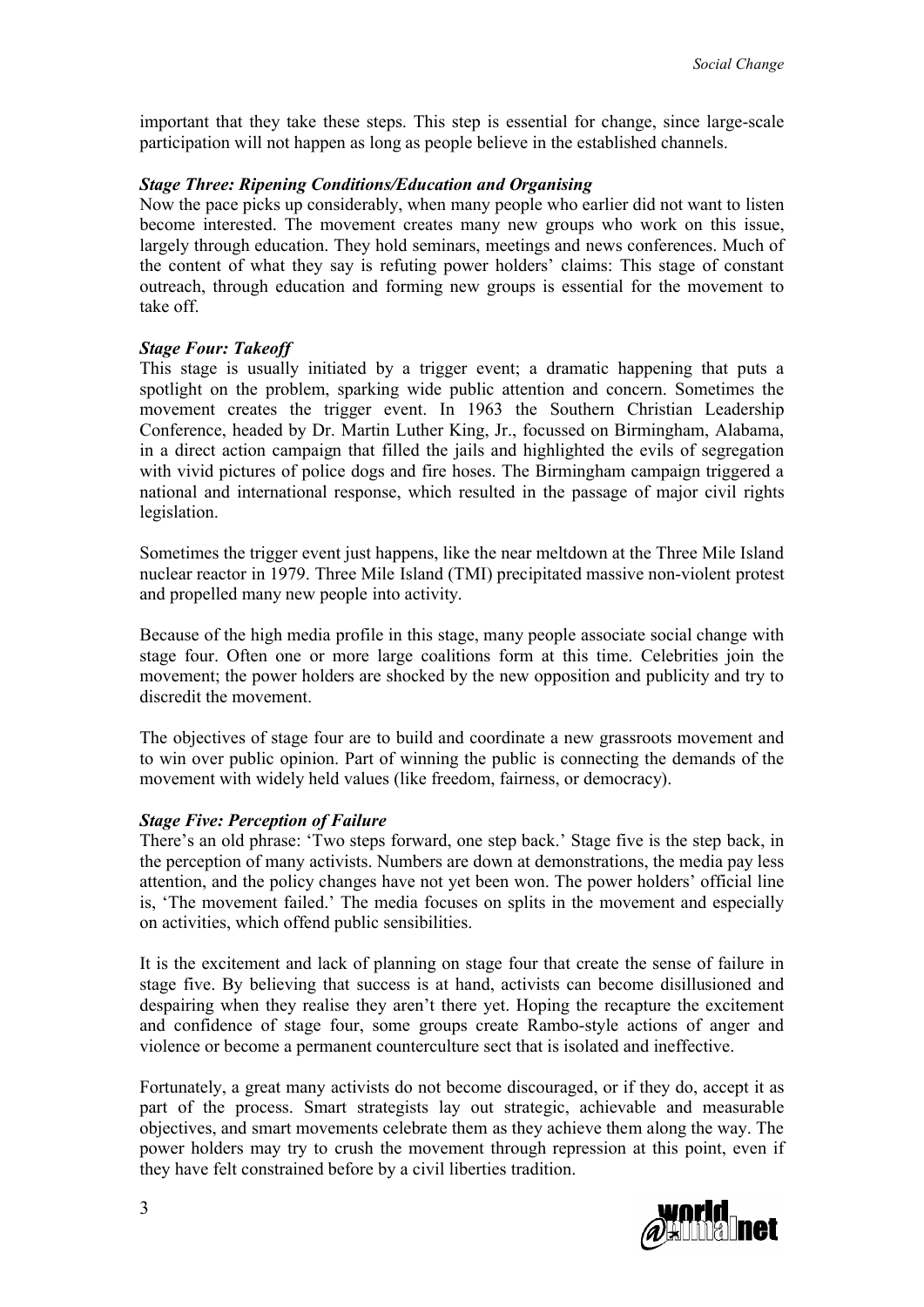important that they take these steps. This step is essential for change, since large-scale participation will not happen as long as people believe in the established channels.

### *Stage Three: Ripening Conditions/Education and Organising*

Now the pace picks up considerably, when many people who earlier did not want to listen become interested. The movement creates many new groups who work on this issue, largely through education. They hold seminars, meetings and news conferences. Much of the content of what they say is refuting power holders' claims: This stage of constant outreach, through education and forming new groups is essential for the movement to take off.

### *Stage Four: Takeoff*

This stage is usually initiated by a trigger event; a dramatic happening that puts a spotlight on the problem, sparking wide public attention and concern. Sometimes the movement creates the trigger event. In 1963 the Southern Christian Leadership Conference, headed by Dr. Martin Luther King, Jr., focussed on Birmingham, Alabama, in a direct action campaign that filled the jails and highlighted the evils of segregation with vivid pictures of police dogs and fire hoses. The Birmingham campaign triggered a national and international response, which resulted in the passage of major civil rights legislation.

Sometimes the trigger event just happens, like the near meltdown at the Three Mile Island nuclear reactor in 1979. Three Mile Island (TMI) precipitated massive non-violent protest and propelled many new people into activity.

Because of the high media profile in this stage, many people associate social change with stage four. Often one or more large coalitions form at this time. Celebrities join the movement; the power holders are shocked by the new opposition and publicity and try to discredit the movement.

The objectives of stage four are to build and coordinate a new grassroots movement and to win over public opinion. Part of winning the public is connecting the demands of the movement with widely held values (like freedom, fairness, or democracy).

### *Stage Five: Perception of Failure*

There's an old phrase: 'Two steps forward, one step back.' Stage five is the step back, in the perception of many activists. Numbers are down at demonstrations, the media pay less attention, and the policy changes have not yet been won. The power holders' official line is, 'The movement failed.' The media focuses on splits in the movement and especially on activities, which offend public sensibilities.

It is the excitement and lack of planning on stage four that create the sense of failure in stage five. By believing that success is at hand, activists can become disillusioned and despairing when they realise they aren't there yet. Hoping the recapture the excitement and confidence of stage four, some groups create Rambo-style actions of anger and violence or become a permanent counterculture sect that is isolated and ineffective.

Fortunately, a great many activists do not become discouraged, or if they do, accept it as part of the process. Smart strategists lay out strategic, achievable and measurable objectives, and smart movements celebrate them as they achieve them along the way. The power holders may try to crush the movement through repression at this point, even if they have felt constrained before by a civil liberties tradition.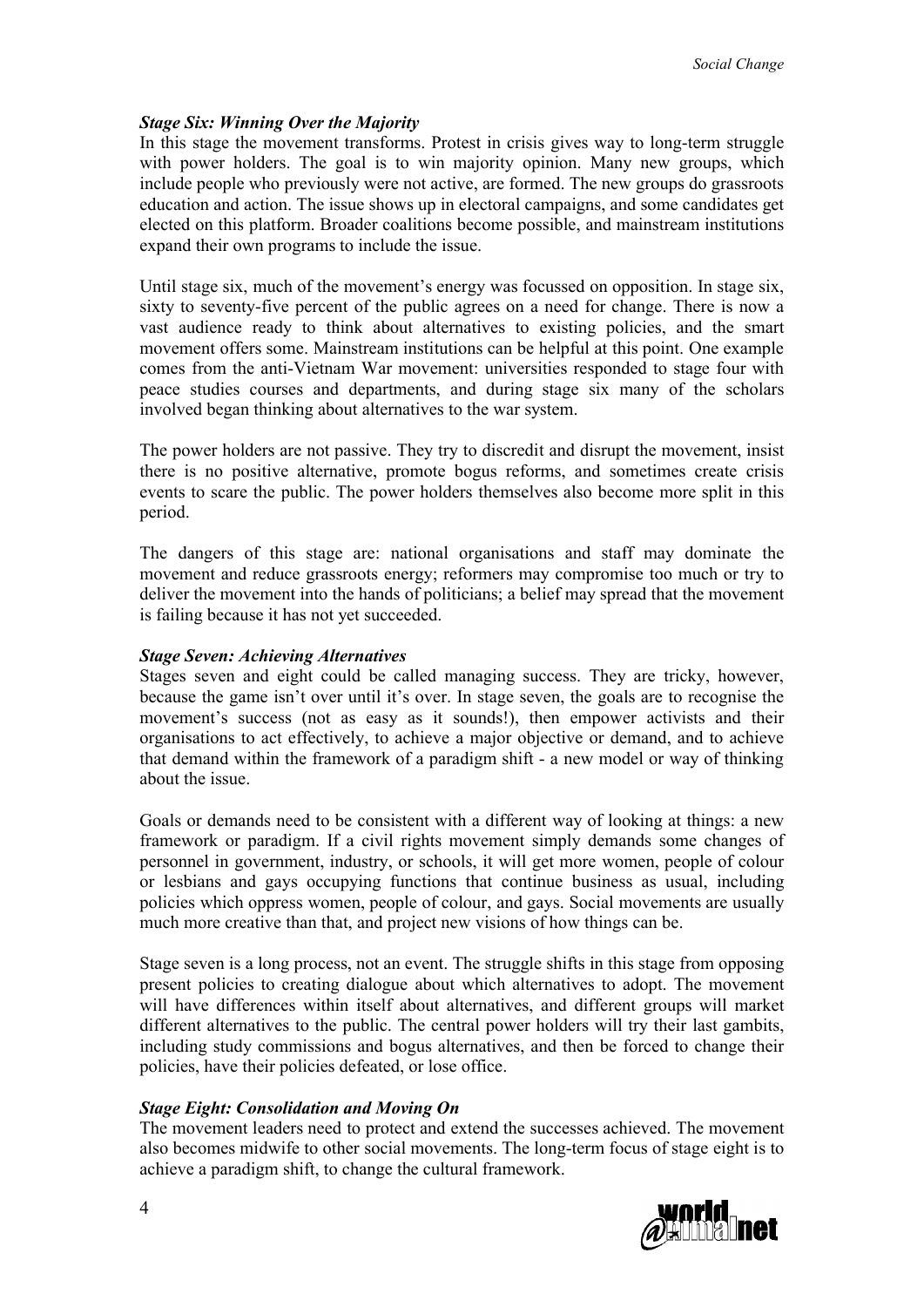### *Stage Six: Winning Over the Majority*

In this stage the movement transforms. Protest in crisis gives way to long-term struggle with power holders. The goal is to win majority opinion. Many new groups, which include people who previously were not active, are formed. The new groups do grassroots education and action. The issue shows up in electoral campaigns, and some candidates get elected on this platform. Broader coalitions become possible, and mainstream institutions expand their own programs to include the issue.

Until stage six, much of the movement's energy was focussed on opposition. In stage six, sixty to seventy-five percent of the public agrees on a need for change. There is now a vast audience ready to think about alternatives to existing policies, and the smart movement offers some. Mainstream institutions can be helpful at this point. One example comes from the anti-Vietnam War movement: universities responded to stage four with peace studies courses and departments, and during stage six many of the scholars involved began thinking about alternatives to the war system.

The power holders are not passive. They try to discredit and disrupt the movement, insist there is no positive alternative, promote bogus reforms, and sometimes create crisis events to scare the public. The power holders themselves also become more split in this period.

The dangers of this stage are: national organisations and staff may dominate the movement and reduce grassroots energy; reformers may compromise too much or try to deliver the movement into the hands of politicians; a belief may spread that the movement is failing because it has not yet succeeded.

### *Stage Seven: Achieving Alternatives*

Stages seven and eight could be called managing success. They are tricky, however, because the game isn't over until it's over. In stage seven, the goals are to recognise the movement's success (not as easy as it sounds!), then empower activists and their organisations to act effectively, to achieve a major objective or demand, and to achieve that demand within the framework of a paradigm shift - a new model or way of thinking about the issue.

Goals or demands need to be consistent with a different way of looking at things: a new framework or paradigm. If a civil rights movement simply demands some changes of personnel in government, industry, or schools, it will get more women, people of colour or lesbians and gays occupying functions that continue business as usual, including policies which oppress women, people of colour, and gays. Social movements are usually much more creative than that, and project new visions of how things can be.

Stage seven is a long process, not an event. The struggle shifts in this stage from opposing present policies to creating dialogue about which alternatives to adopt. The movement will have differences within itself about alternatives, and different groups will market different alternatives to the public. The central power holders will try their last gambits, including study commissions and bogus alternatives, and then be forced to change their policies, have their policies defeated, or lose office.

### *Stage Eight: Consolidation and Moving On*

The movement leaders need to protect and extend the successes achieved. The movement also becomes midwife to other social movements. The long-term focus of stage eight is to achieve a paradigm shift, to change the cultural framework.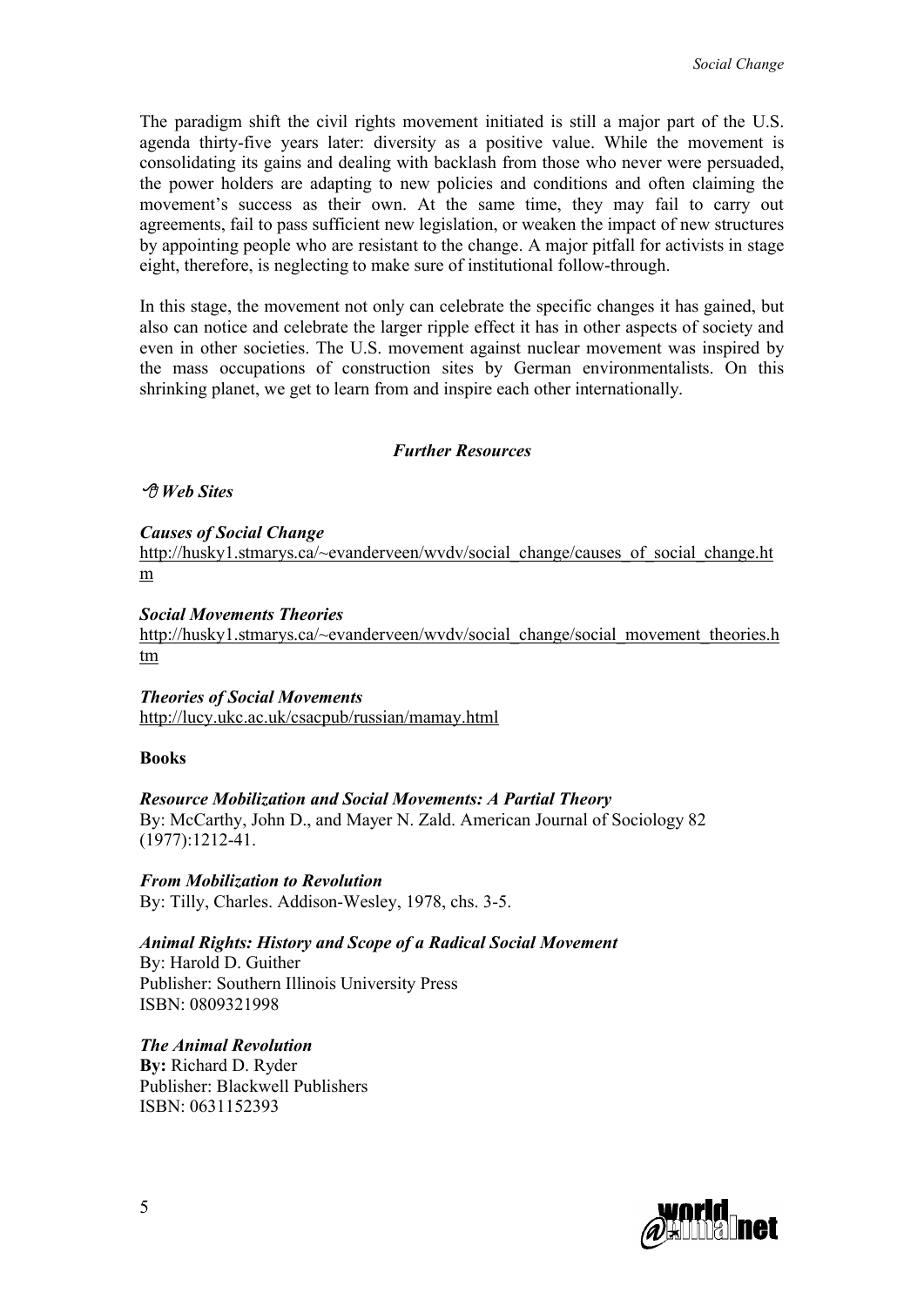The paradigm shift the civil rights movement initiated is still a major part of the U.S. agenda thirty-five years later: diversity as a positive value. While the movement is consolidating its gains and dealing with backlash from those who never were persuaded, the power holders are adapting to new policies and conditions and often claiming the movement's success as their own. At the same time, they may fail to carry out agreements, fail to pass sufficient new legislation, or weaken the impact of new structures by appointing people who are resistant to the change. A major pitfall for activists in stage eight, therefore, is neglecting to make sure of institutional follow-through.

In this stage, the movement not only can celebrate the specific changes it has gained, but also can notice and celebrate the larger ripple effect it has in other aspects of society and even in other societies. The U.S. movement against nuclear movement was inspired by the mass occupations of construction sites by German environmentalists. On this shrinking planet, we get to learn from and inspire each other internationally.

## *Further Resources*

***Web Sites***

***Causes of Social Change***
http://husky1.stmarys.ca/~evanderveen/wvdv/social_change/causes_of_social_change.htm

***Social Movements Theories***
http://husky1.stmarys.ca/~evanderveen/wvdv/social_change/social_movement_theories.htm

***Theories of Social Movements***
http://lucy.ukc.ac.uk/csacpub/russian/mamay.html

**Books**

***Resource Mobilization and Social Movements: A Partial Theory***
By: McCarthy, John D., and Mayer N. Zald. American Journal of Sociology 82 (1977):1212-41.

***From Mobilization to Revolution***
By: Tilly, Charles. Addison-Wesley, 1978, chs. 3-5.

***Animal Rights: History and Scope of a Radical Social Movement***
By: Harold D. Guither
Publisher: Southern Illinois University Press
ISBN: 0809321998

***The Animal Revolution***
**By:** Richard D. Ryder
Publisher: Blackwell Publishers
ISBN: 0631152393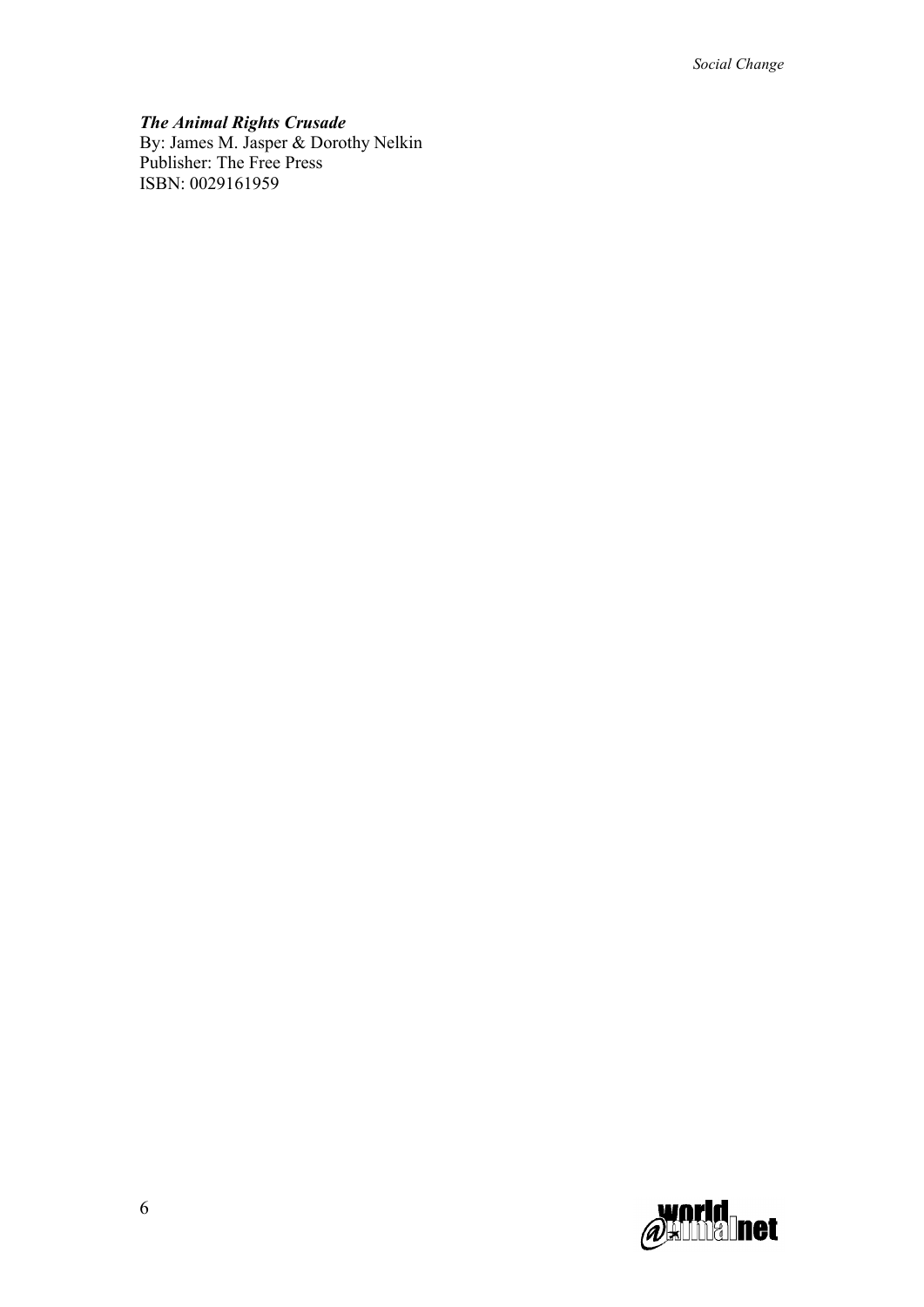***The Animal Rights Crusade***
By: James M. Jasper & Dorothy Nelkin
Publisher: The Free Press
ISBN: 0029161959